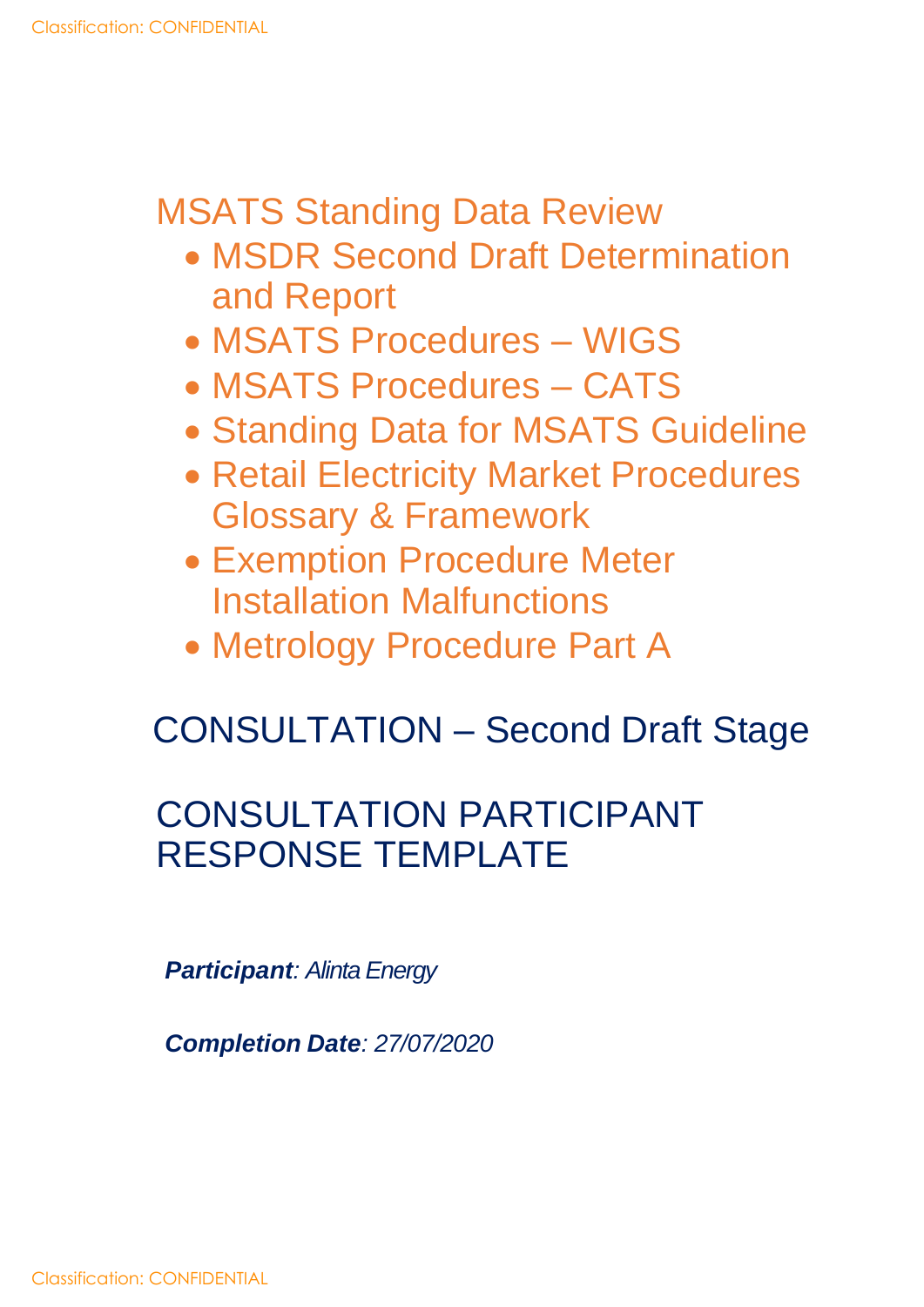# MSATS Standing Data Review

- MSDR Second Draft Determination and Report
- MSATS Procedures – WIGS
- MSATS Procedures – CATS
- Standing Data for MSATS Guideline
- Retail Electricity Market Procedures Glossary & Framework
- Exemption Procedure Meter Installation Malfunctions
- Metrology Procedure Part A

## CONSULTATION – Second Draft Stage

## CONSULTATION PARTICIPANT RESPONSE TEMPLATE

***Participant**: Alinta Energy*

***Completion Date**: 27/07/2020*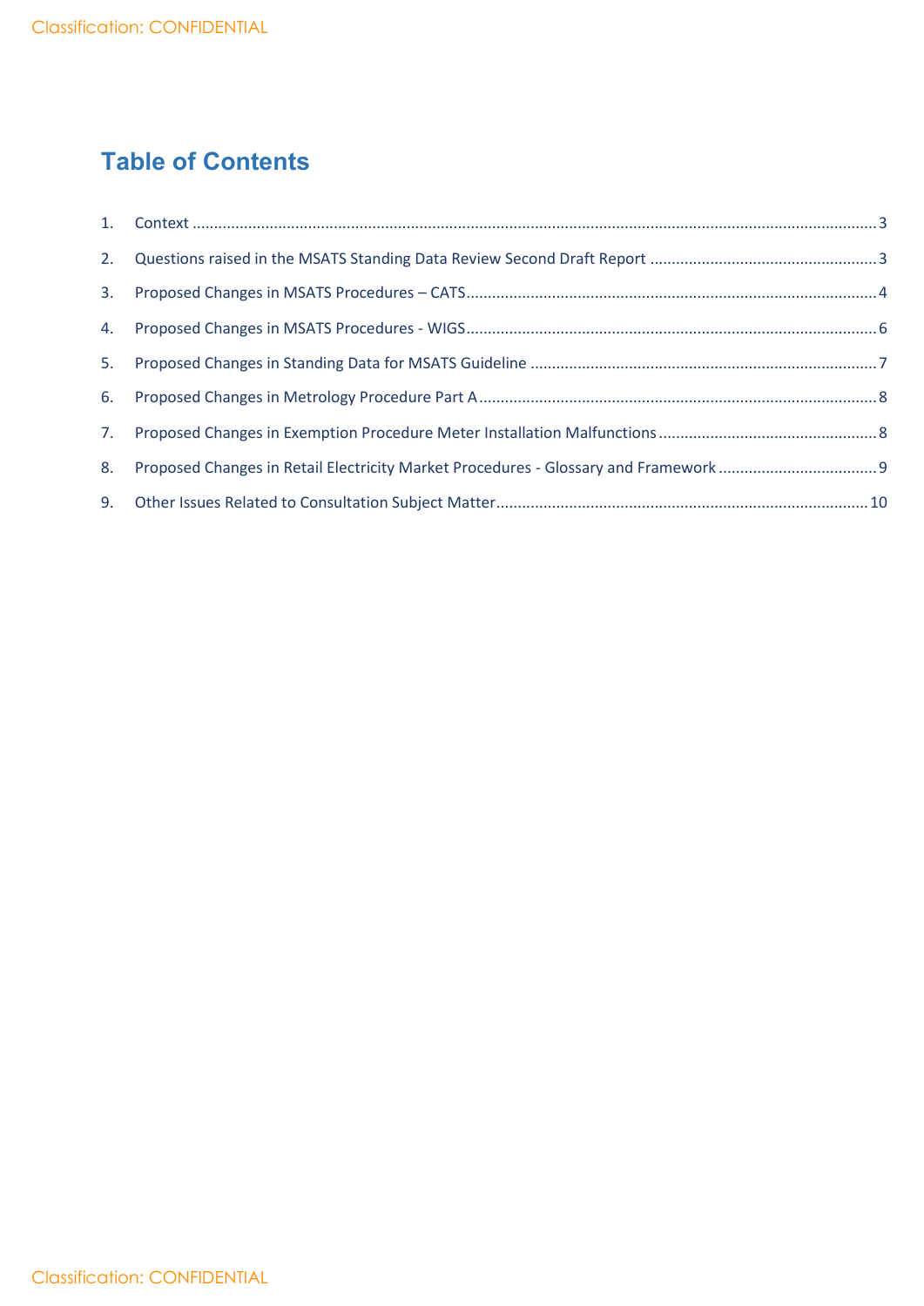# Table of Contents

1. Context ............................................................ 3
2. Questions raised in the MSATS Standing Data Review Second Draft Report ............................................................ 3
3. Proposed Changes in MSATS Procedures – CATS ............................................................ 4
4. Proposed Changes in MSATS Procedures - WIGS ............................................................ 6
5. Proposed Changes in Standing Data for MSATS Guideline ............................................................ 7
6. Proposed Changes in Metrology Procedure Part A ............................................................ 8
7. Proposed Changes in Exemption Procedure Meter Installation Malfunctions ............................................................ 8
8. Proposed Changes in Retail Electricity Market Procedures - Glossary and Framework ............................................................ 9
9. Other Issues Related to Consultation Subject Matter ............................................................ 10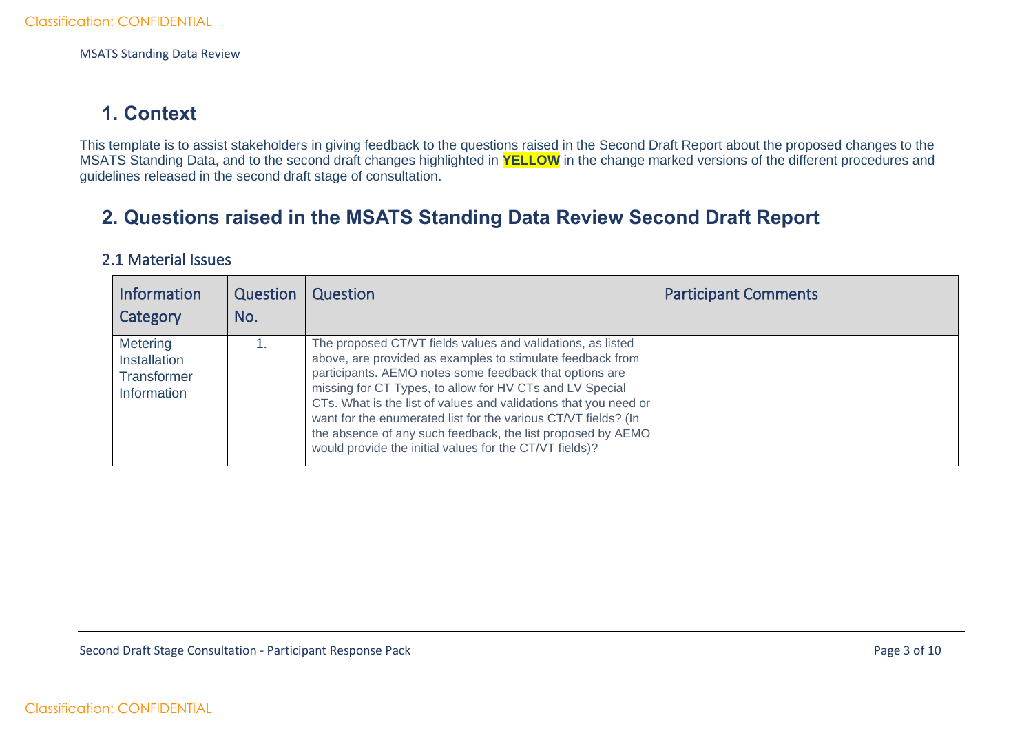# 1. Context

This template is to assist stakeholders in giving feedback to the questions raised in the Second Draft Report about the proposed changes to the MSATS Standing Data, and to the second draft changes highlighted in **YELLOW** in the change marked versions of the different procedures and guidelines released in the second draft stage of consultation.

# 2. Questions raised in the MSATS Standing Data Review Second Draft Report

## 2.1 Material Issues

| Information Category | Question No. | Question | Participant Comments |
|---|---|---|---|
| Metering Installation Transformer Information | 1. | The proposed CT/VT fields values and validations, as listed above, are provided as examples to stimulate feedback from participants. AEMO notes some feedback that options are missing for CT Types, to allow for HV CTs and LV Special CTs. What is the list of values and validations that you need or want for the enumerated list for the various CT/VT fields? (In the absence of any such feedback, the list proposed by AEMO would provide the initial values for the CT/VT fields)? | |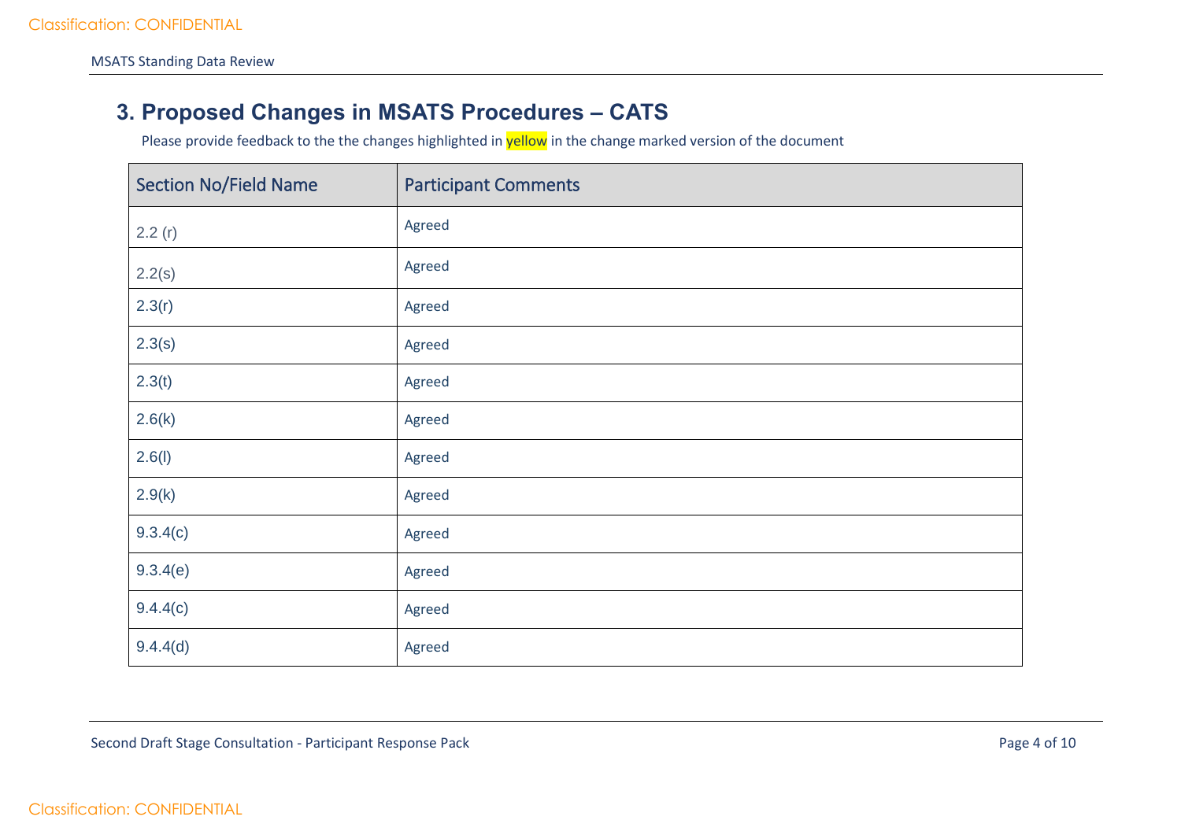## 3. Proposed Changes in MSATS Procedures – CATS

Please provide feedback to the the changes highlighted in yellow in the change marked version of the document

| Section No/Field Name | Participant Comments |
|---|---|
| 2.2 (r) | Agreed |
| 2.2(s) | Agreed |
| 2.3(r) | Agreed |
| 2.3(s) | Agreed |
| 2.3(t) | Agreed |
| 2.6(k) | Agreed |
| 2.6(l) | Agreed |
| 2.9(k) | Agreed |
| 9.3.4(c) | Agreed |
| 9.3.4(e) | Agreed |
| 9.4.4(c) | Agreed |
| 9.4.4(d) | Agreed |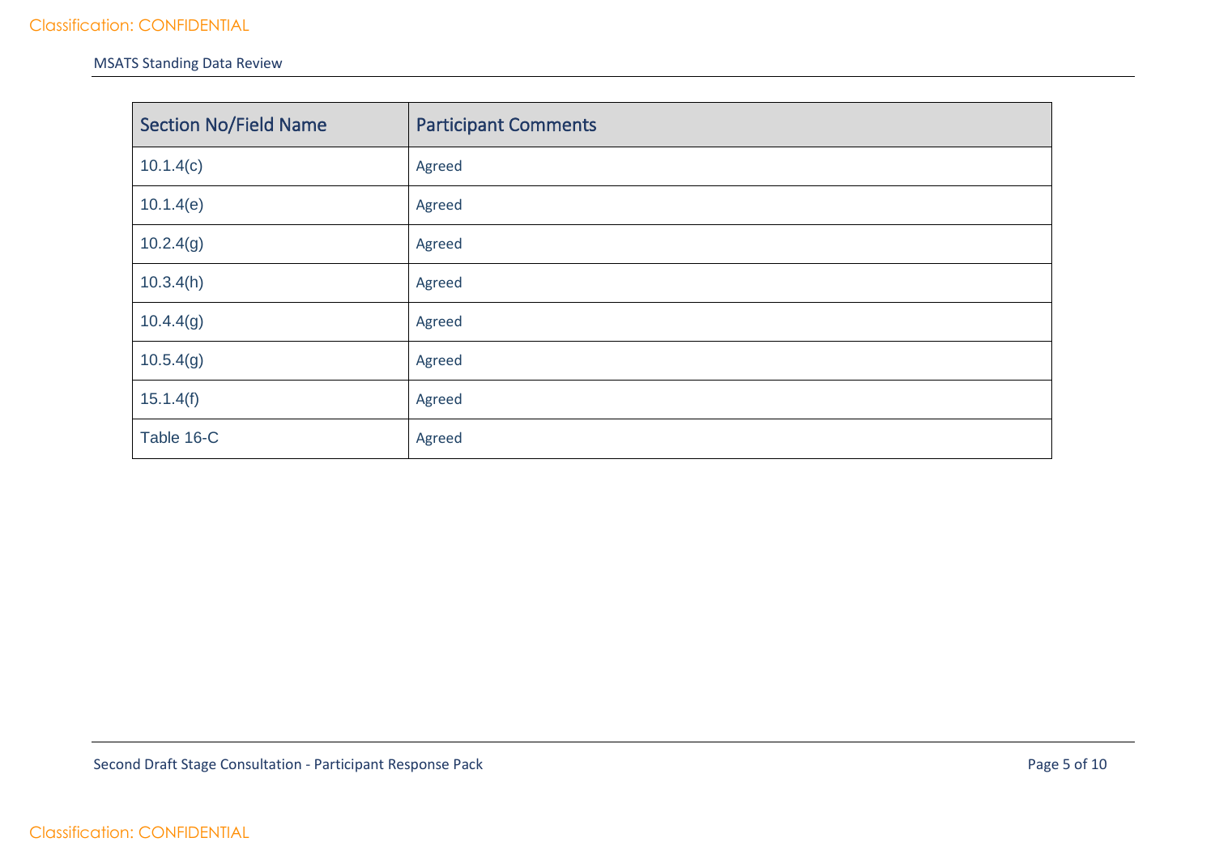| Section No/Field Name | Participant Comments |
| --- | --- |
| 10.1.4(c) | Agreed |
| 10.1.4(e) | Agreed |
| 10.2.4(g) | Agreed |
| 10.3.4(h) | Agreed |
| 10.4.4(g) | Agreed |
| 10.5.4(g) | Agreed |
| 15.1.4(f) | Agreed |
| Table 16-C | Agreed |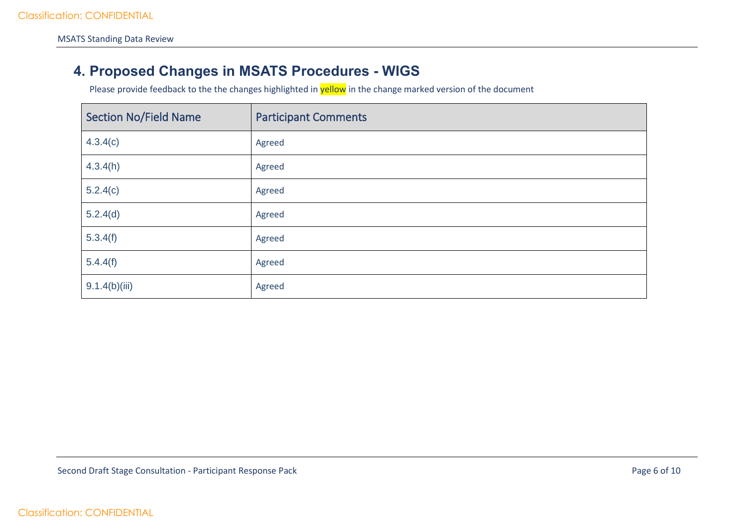## 4. Proposed Changes in MSATS Procedures - WIGS

Please provide feedback to the the changes highlighted in yellow in the change marked version of the document

| Section No/Field Name | Participant Comments |
|---|---|
| 4.3.4(c) | Agreed |
| 4.3.4(h) | Agreed |
| 5.2.4(c) | Agreed |
| 5.2.4(d) | Agreed |
| 5.3.4(f) | Agreed |
| 5.4.4(f) | Agreed |
| 9.1.4(b)(iii) | Agreed |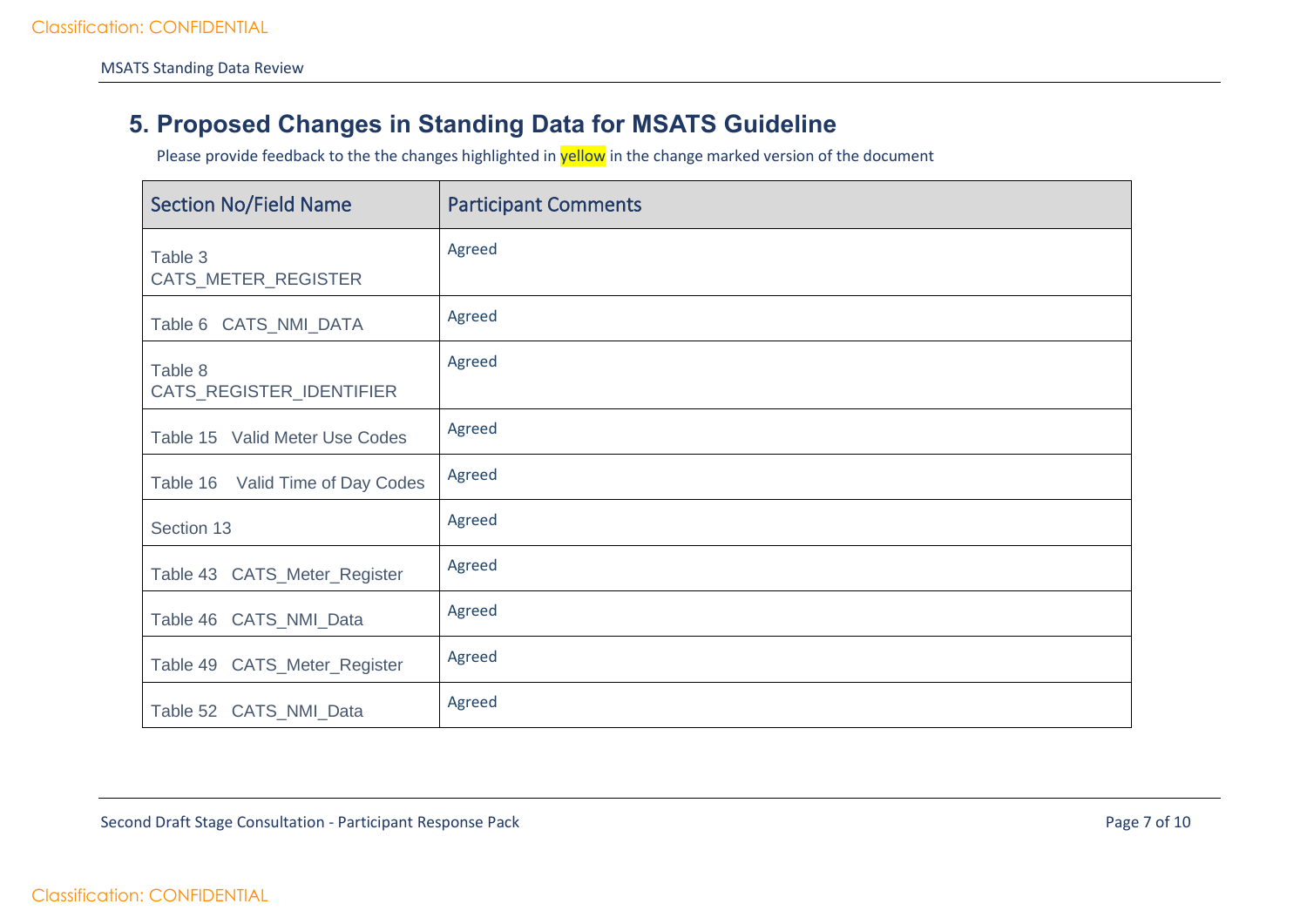## 5. Proposed Changes in Standing Data for MSATS Guideline

Please provide feedback to the the changes highlighted in yellow in the change marked version of the document

| Section No/Field Name | Participant Comments |
|---|---|
| Table 3 CATS_METER_REGISTER | Agreed |
| Table 6 CATS_NMI_DATA | Agreed |
| Table 8 CATS_REGISTER_IDENTIFIER | Agreed |
| Table 15 Valid Meter Use Codes | Agreed |
| Table 16 Valid Time of Day Codes | Agreed |
| Section 13 | Agreed |
| Table 43 CATS_Meter_Register | Agreed |
| Table 46 CATS_NMI_Data | Agreed |
| Table 49 CATS_Meter_Register | Agreed |
| Table 52 CATS_NMI_Data | Agreed |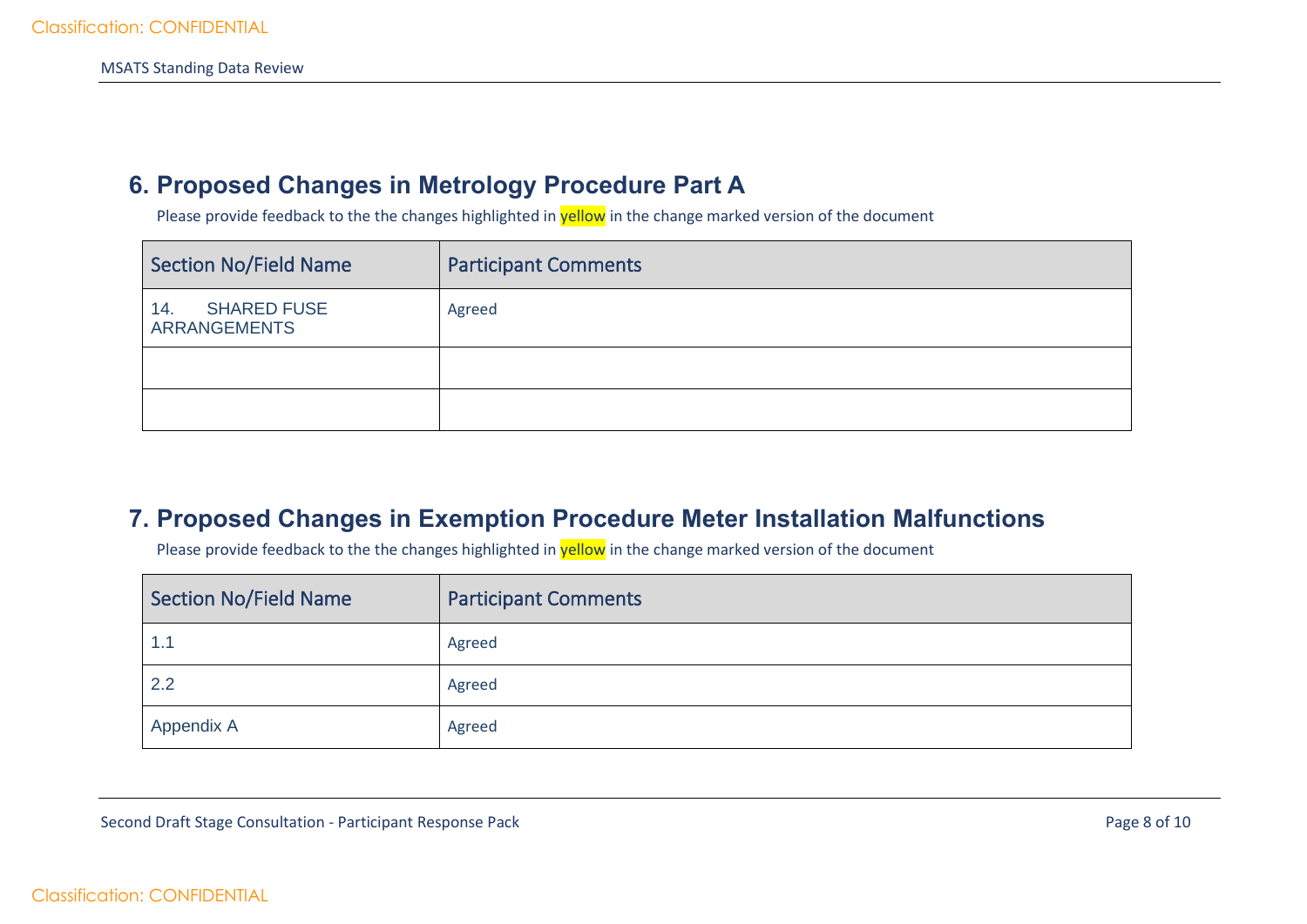## 6. Proposed Changes in Metrology Procedure Part A

Please provide feedback to the the changes highlighted in yellow in the change marked version of the document

| Section No/Field Name | Participant Comments |
|---|---|
| 14. SHARED FUSE ARRANGEMENTS | Agreed |
| | |
| | |

## 7. Proposed Changes in Exemption Procedure Meter Installation Malfunctions

Please provide feedback to the the changes highlighted in yellow in the change marked version of the document

| Section No/Field Name | Participant Comments |
|---|---|
| 1.1 | Agreed |
| 2.2 | Agreed |
| Appendix A | Agreed |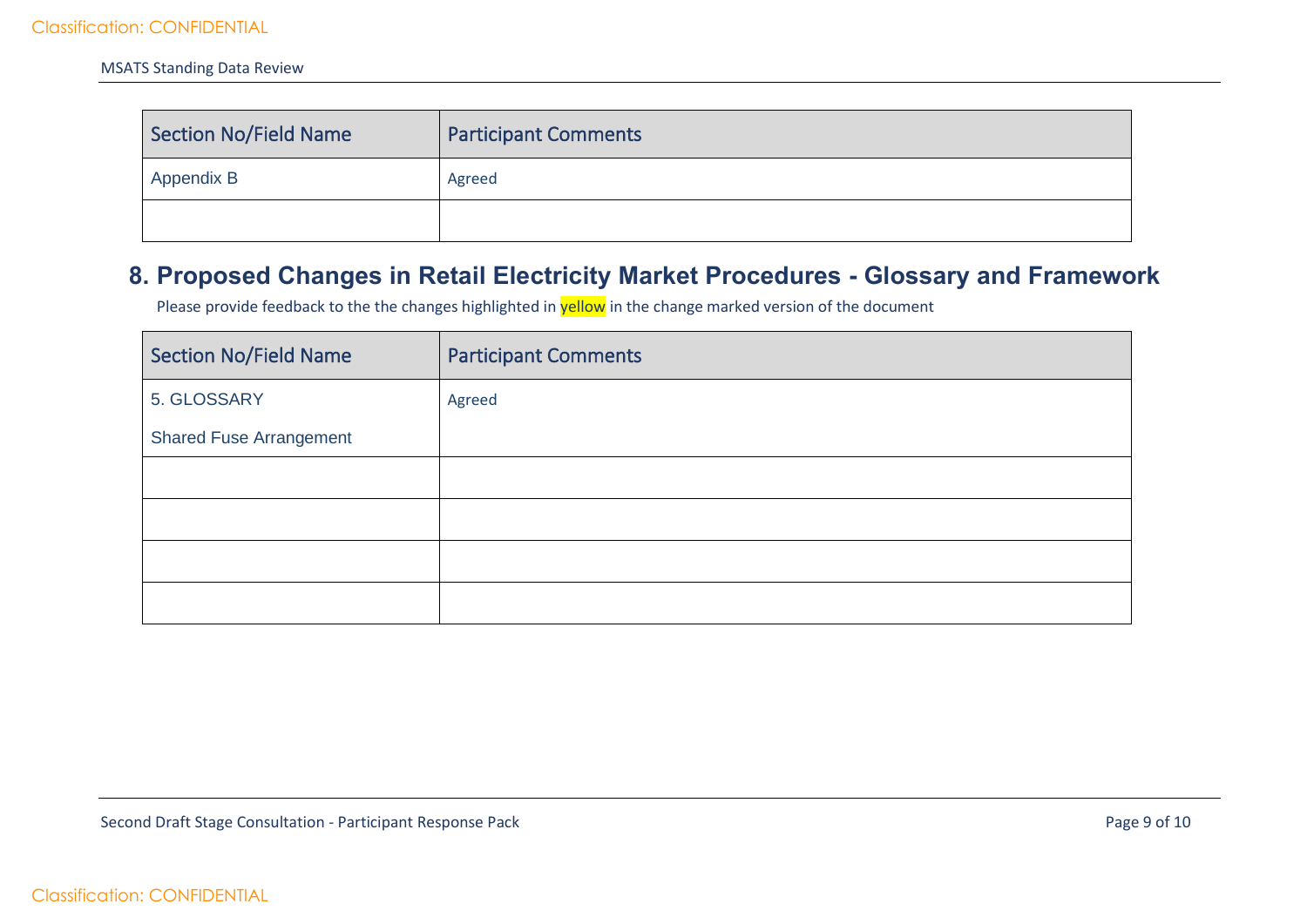| Section No/Field Name | Participant Comments |
|---|---|
| Appendix B | Agreed |
| | |

## 8. Proposed Changes in Retail Electricity Market Procedures - Glossary and Framework

Please provide feedback to the the changes highlighted in yellow in the change marked version of the document

| Section No/Field Name | Participant Comments |
|---|---|
| 5. GLOSSARY<br><br>Shared Fuse Arrangement | Agreed |
| | |
| | |
| | |
| | |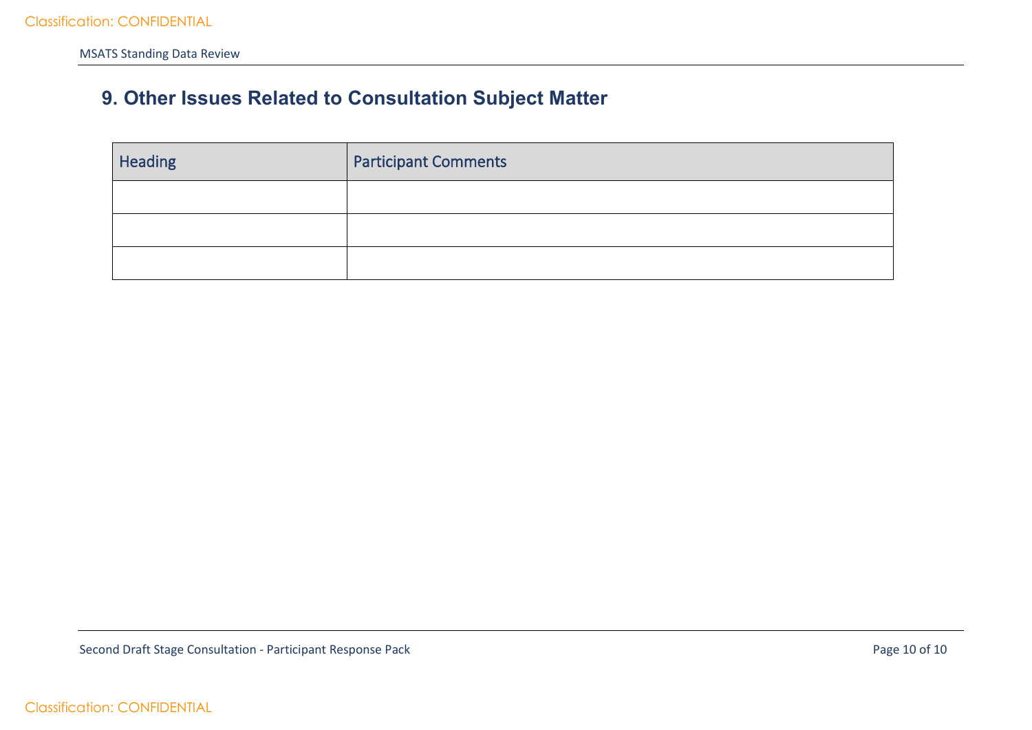## 9. Other Issues Related to Consultation Subject Matter

| Heading | Participant Comments |
|---|---|
| | |
| | |
| | |